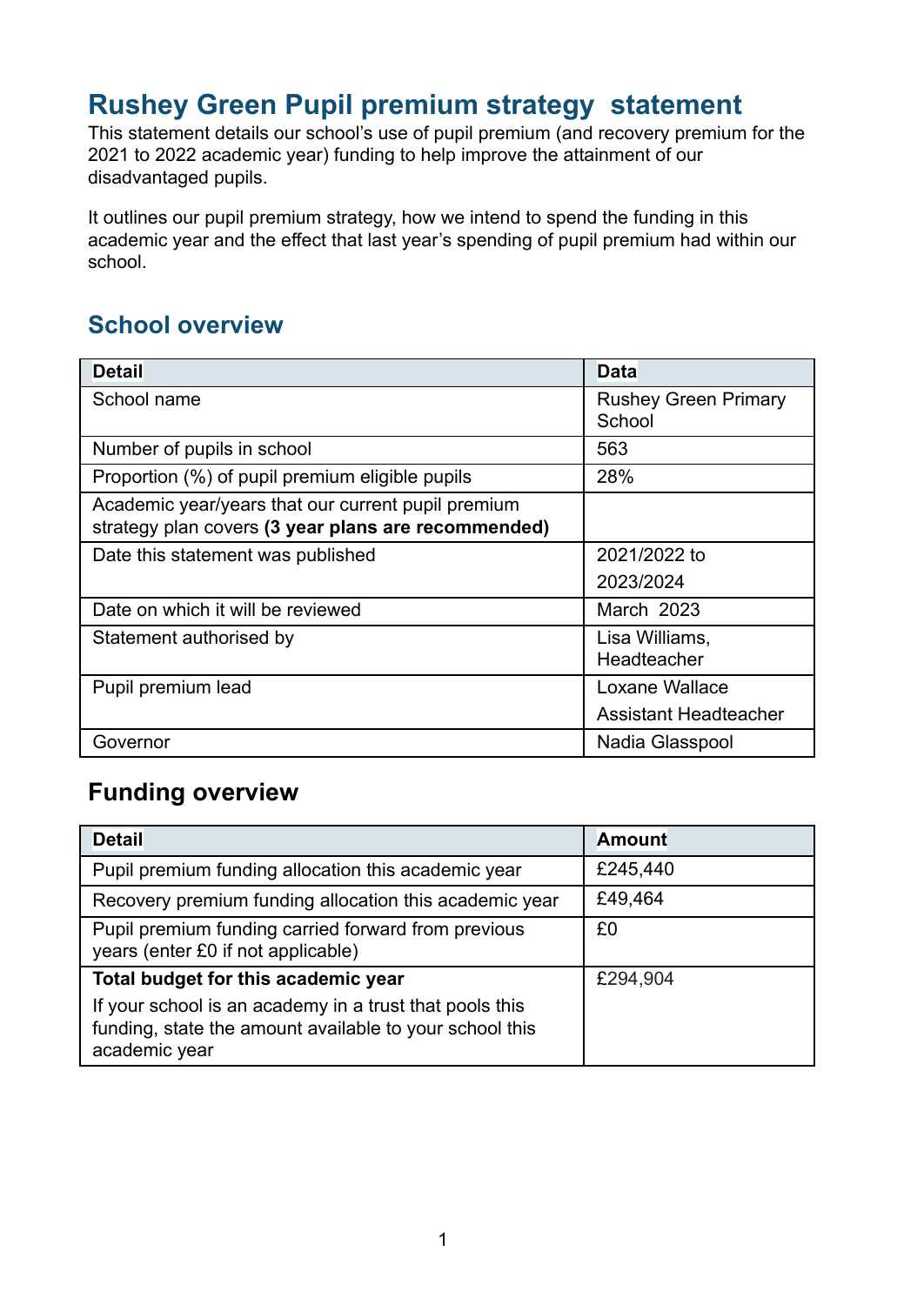# Rushey Green Pupil premium strategy statement

This statement details our school's use of pupil premium (and recovery premium for the 2021 to 2022 academic year) funding to help improve the attainment of our disadvantaged pupils.

It outlines our pupil premium strategy, how we intend to spend the funding in this academic year and the effect that last year's spending of pupil premium had within our school.

## School overview

| Detail | Data |
|---|---|
| School name | Rushey Green Primary School |
| Number of pupils in school | 563 |
| Proportion (%) of pupil premium eligible pupils | 28% |
| Academic year/years that our current pupil premium strategy plan covers **(3 year plans are recommended)** | |
| Date this statement was published | 2021/2022 to 2023/2024 |
| Date on which it will be reviewed | March 2023 |
| Statement authorised by | Lisa Williams, Headteacher |
| Pupil premium lead | Loxane Wallace Assistant Headteacher |
| Governor | Nadia Glasspool |

## Funding overview

| Detail | Amount |
|---|---|
| Pupil premium funding allocation this academic year | £245,440 |
| Recovery premium funding allocation this academic year | £49,464 |
| Pupil premium funding carried forward from previous years (enter £0 if not applicable) | £0 |
| **Total budget for this academic year** If your school is an academy in a trust that pools this funding, state the amount available to your school this academic year | £294,904 |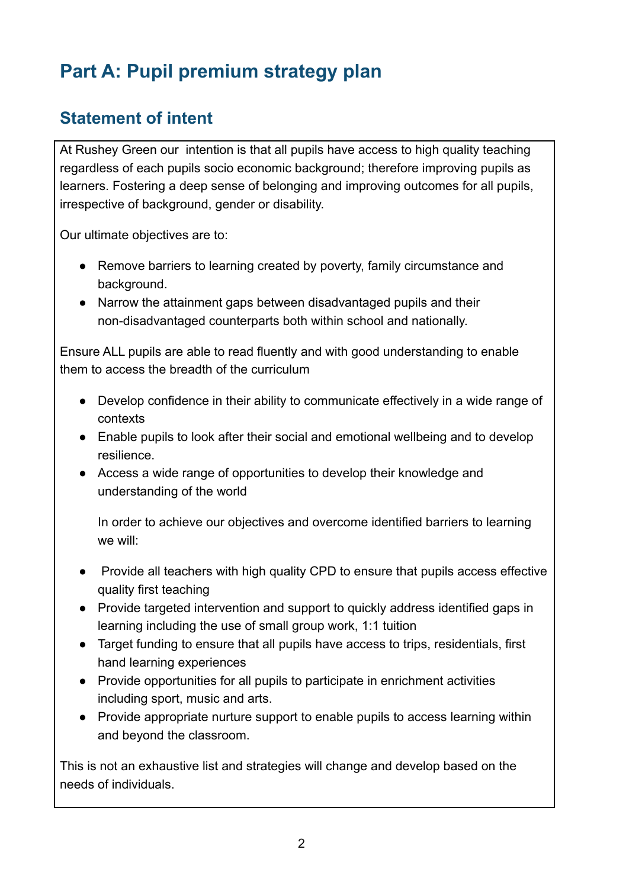# Part A: Pupil premium strategy plan

## Statement of intent

At Rushey Green our intention is that all pupils have access to high quality teaching regardless of each pupils socio economic background; therefore improving pupils as learners. Fostering a deep sense of belonging and improving outcomes for all pupils, irrespective of background, gender or disability.

Our ultimate objectives are to:

- Remove barriers to learning created by poverty, family circumstance and background.
- Narrow the attainment gaps between disadvantaged pupils and their non-disadvantaged counterparts both within school and nationally.

Ensure ALL pupils are able to read fluently and with good understanding to enable them to access the breadth of the curriculum

- Develop confidence in their ability to communicate effectively in a wide range of contexts
- Enable pupils to look after their social and emotional wellbeing and to develop resilience.
- Access a wide range of opportunities to develop their knowledge and understanding of the world

In order to achieve our objectives and overcome identified barriers to learning we will:

- Provide all teachers with high quality CPD to ensure that pupils access effective quality first teaching
- Provide targeted intervention and support to quickly address identified gaps in learning including the use of small group work, 1:1 tuition
- Target funding to ensure that all pupils have access to trips, residentials, first hand learning experiences
- Provide opportunities for all pupils to participate in enrichment activities including sport, music and arts.
- Provide appropriate nurture support to enable pupils to access learning within and beyond the classroom.

This is not an exhaustive list and strategies will change and develop based on the needs of individuals.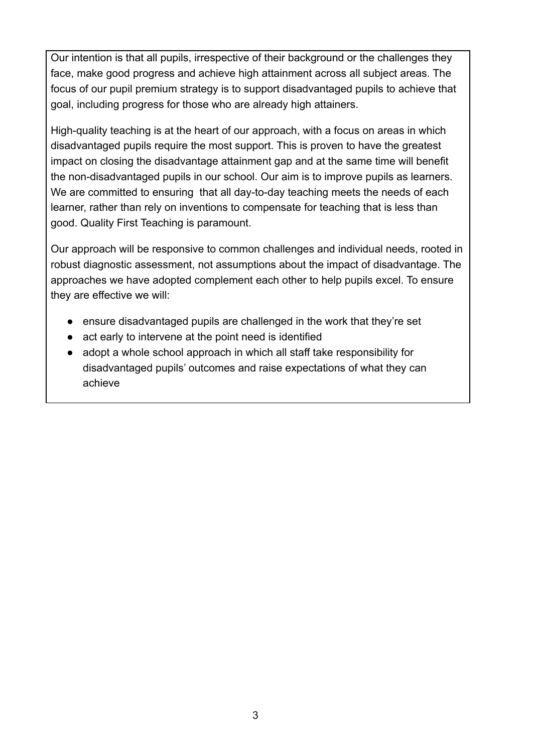Our intention is that all pupils, irrespective of their background or the challenges they face, make good progress and achieve high attainment across all subject areas. The focus of our pupil premium strategy is to support disadvantaged pupils to achieve that goal, including progress for those who are already high attainers.

High-quality teaching is at the heart of our approach, with a focus on areas in which disadvantaged pupils require the most support. This is proven to have the greatest impact on closing the disadvantage attainment gap and at the same time will benefit the non-disadvantaged pupils in our school. Our aim is to improve pupils as learners. We are committed to ensuring  that all day-to-day teaching meets the needs of each learner, rather than rely on inventions to compensate for teaching that is less than good. Quality First Teaching is paramount.

Our approach will be responsive to common challenges and individual needs, rooted in robust diagnostic assessment, not assumptions about the impact of disadvantage. The approaches we have adopted complement each other to help pupils excel. To ensure they are effective we will:

- ensure disadvantaged pupils are challenged in the work that they're set
- act early to intervene at the point need is identified
- adopt a whole school approach in which all staff take responsibility for disadvantaged pupils' outcomes and raise expectations of what they can achieve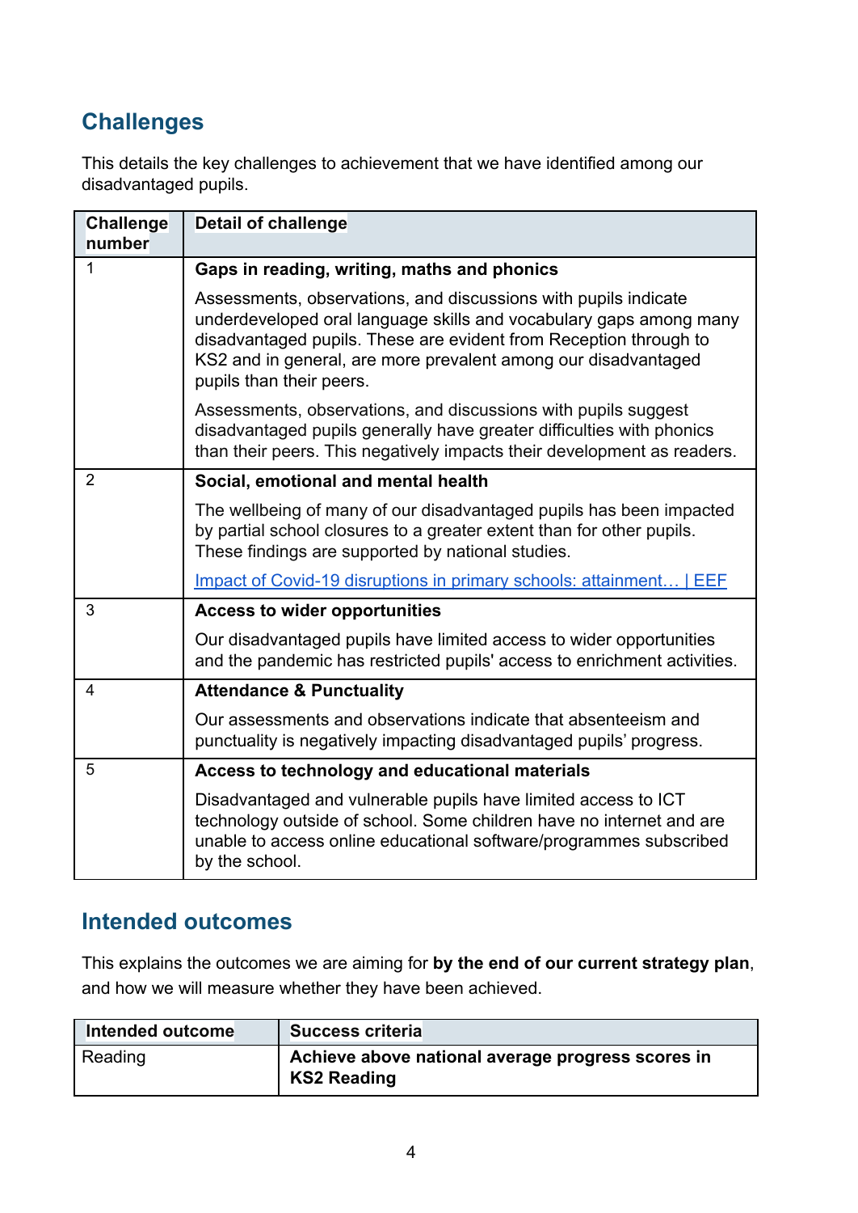## Challenges

This details the key challenges to achievement that we have identified among our disadvantaged pupils.

| Challenge number | Detail of challenge |
|---|---|
| 1 | **Gaps in reading, writing, maths and phonics**<br><br>Assessments, observations, and discussions with pupils indicate underdeveloped oral language skills and vocabulary gaps among many disadvantaged pupils. These are evident from Reception through to KS2 and in general, are more prevalent among our disadvantaged pupils than their peers.<br><br>Assessments, observations, and discussions with pupils suggest disadvantaged pupils generally have greater difficulties with phonics than their peers. This negatively impacts their development as readers. |
| 2 | **Social, emotional and mental health**<br><br>The wellbeing of many of our disadvantaged pupils has been impacted by partial school closures to a greater extent than for other pupils. These findings are supported by national studies.<br><br>Impact of Covid-19 disruptions in primary schools: attainment… \| EEF |
| 3 | **Access to wider opportunities**<br><br>Our disadvantaged pupils have limited access to wider opportunities and the pandemic has restricted pupils' access to enrichment activities. |
| 4 | **Attendance & Punctuality**<br><br>Our assessments and observations indicate that absenteeism and punctuality is negatively impacting disadvantaged pupils' progress. |
| 5 | **Access to technology and educational materials**<br><br>Disadvantaged and vulnerable pupils have limited access to ICT technology outside of school. Some children have no internet and are unable to access online educational software/programmes subscribed by the school. |

## Intended outcomes

This explains the outcomes we are aiming for **by the end of our current strategy plan**, and how we will measure whether they have been achieved.

| Intended outcome | Success criteria |
|---|---|
| Reading | **Achieve above national average progress scores in KS2 Reading** |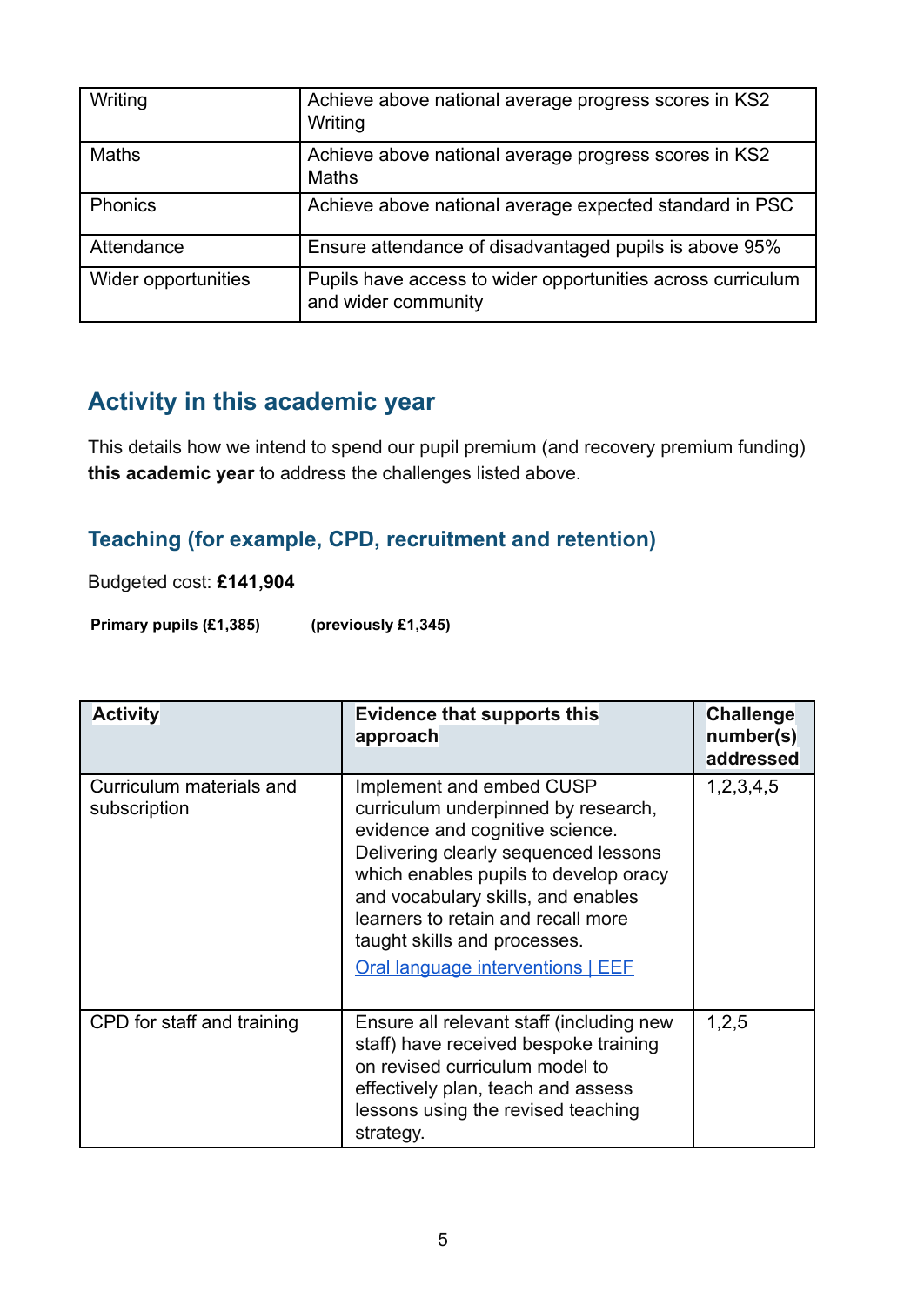| Writing | Achieve above national average progress scores in KS2 Writing |
|---|---|
| Maths | Achieve above national average progress scores in KS2 Maths |
| Phonics | Achieve above national average expected standard in PSC |
| Attendance | Ensure attendance of disadvantaged pupils is above 95% |
| Wider opportunities | Pupils have access to wider opportunities across curriculum and wider community |

## Activity in this academic year

This details how we intend to spend our pupil premium (and recovery premium funding) **this academic year** to address the challenges listed above.

### Teaching (for example, CPD, recruitment and retention)

Budgeted cost: **£141,904**

**Primary pupils (£1,385)** **(previously £1,345)**

| Activity | Evidence that supports this approach | Challenge number(s) addressed |
|---|---|---|
| Curriculum materials and subscription | Implement and embed CUSP curriculum underpinned by research, evidence and cognitive science. Delivering clearly sequenced lessons which enables pupils to develop oracy and vocabulary skills, and enables learners to retain and recall more taught skills and processes.<br>Oral language interventions \| EEF | 1,2,3,4,5 |
| CPD for staff and training | Ensure all relevant staff (including new staff) have received bespoke training on revised curriculum model to effectively plan, teach and assess lessons using the revised teaching strategy. | 1,2,5 |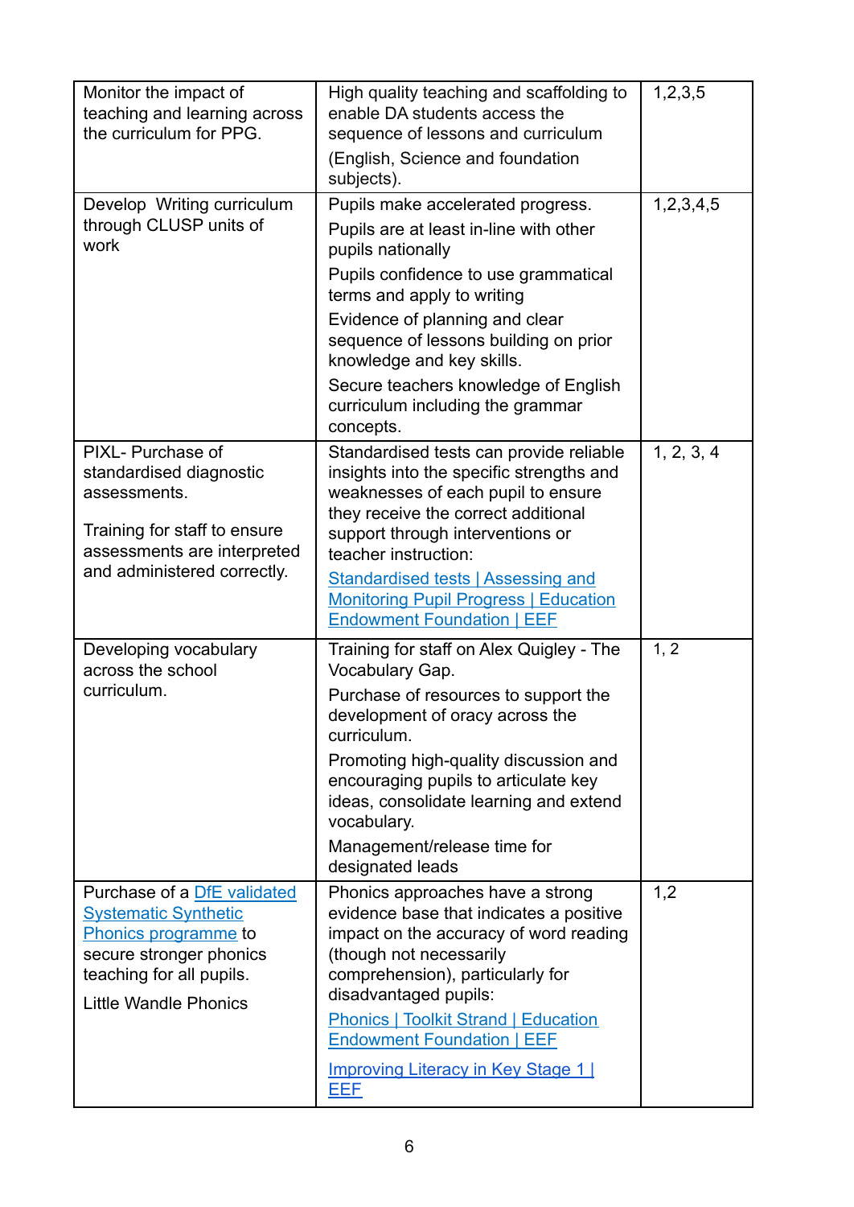| | | |
|---|---|---|
| Monitor the impact of teaching and learning across the curriculum for PPG. | High quality teaching and scaffolding to enable DA students access the sequence of lessons and curriculum<br><br>(English, Science and foundation subjects). | 1,2,3,5 |
| Develop  Writing curriculum through CLUSP units of work | Pupils make accelerated progress.<br><br>Pupils are at least in-line with other pupils nationally<br><br>Pupils confidence to use grammatical terms and apply to writing<br><br>Evidence of planning and clear sequence of lessons building on prior knowledge and key skills.<br><br>Secure teachers knowledge of English curriculum including the grammar concepts. | 1,2,3,4,5 |
| PIXL- Purchase of standardised diagnostic assessments.<br><br>Training for staff to ensure assessments are interpreted and administered correctly. | Standardised tests can provide reliable insights into the specific strengths and weaknesses of each pupil to ensure they receive the correct additional support through interventions or teacher instruction:<br><br>Standardised tests \| Assessing and Monitoring Pupil Progress \| Education Endowment Foundation \| EEF | 1, 2, 3, 4 |
| Developing vocabulary across the school curriculum. | Training for staff on Alex Quigley - The Vocabulary Gap.<br><br>Purchase of resources to support the development of oracy across the curriculum.<br><br>Promoting high-quality discussion and encouraging pupils to articulate key ideas, consolidate learning and extend vocabulary.<br><br>Management/release time for designated leads | 1, 2 |
| Purchase of a DfE validated Systematic Synthetic Phonics programme to secure stronger phonics teaching for all pupils.<br><br>Little Wandle Phonics | Phonics approaches have a strong evidence base that indicates a positive impact on the accuracy of word reading (though not necessarily comprehension), particularly for disadvantaged pupils:<br><br>Phonics \| Toolkit Strand \| Education Endowment Foundation \| EEF<br><br>Improving Literacy in Key Stage 1 \| EEF | 1,2 |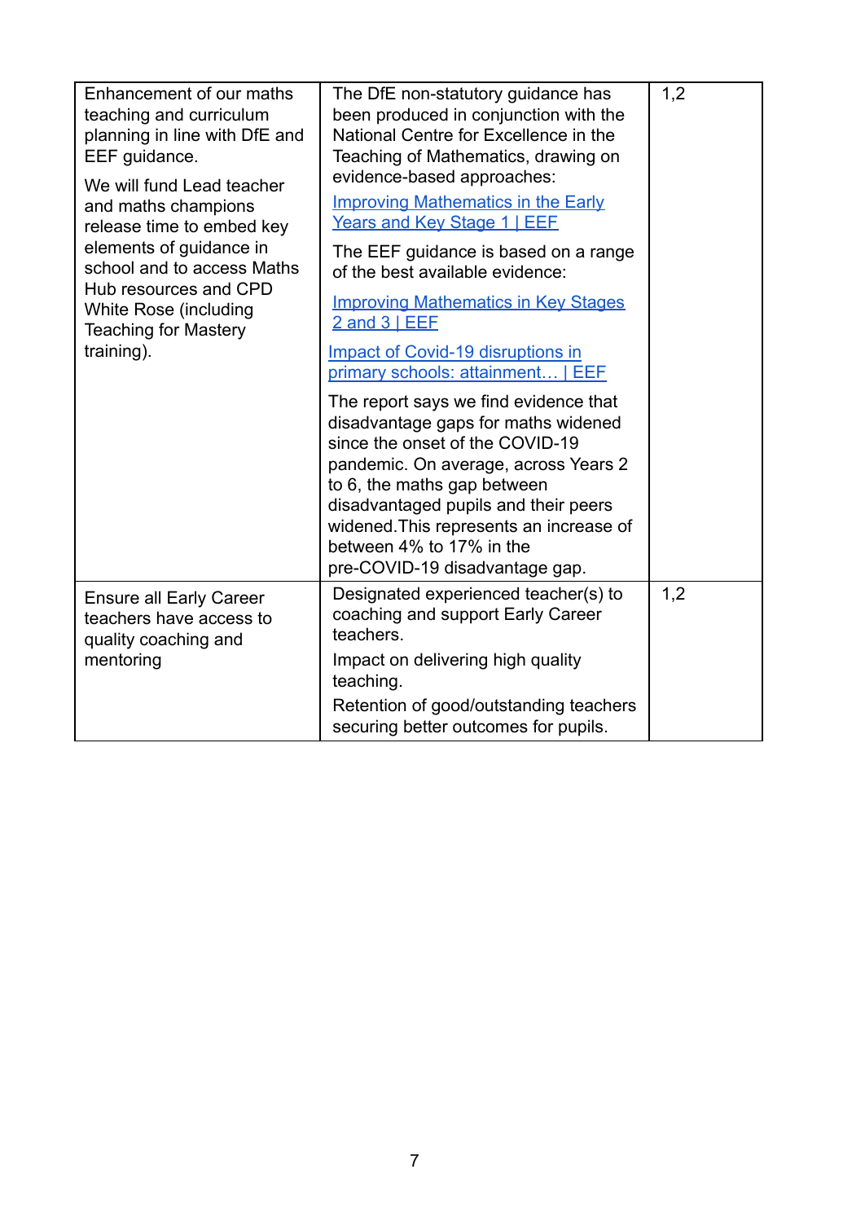| | | |
|---|---|---|
| Enhancement of our maths teaching and curriculum planning in line with DfE and EEF guidance.<br><br>We will fund Lead teacher and maths champions release time to embed key elements of guidance in school and to access Maths Hub resources and CPD White Rose (including Teaching for Mastery training). | The DfE non-statutory guidance has been produced in conjunction with the National Centre for Excellence in the Teaching of Mathematics, drawing on evidence-based approaches:<br><br>Improving Mathematics in the Early Years and Key Stage 1 \| EEF<br><br>The EEF guidance is based on a range of the best available evidence:<br><br>Improving Mathematics in Key Stages 2 and 3 \| EEF<br><br>Impact of Covid-19 disruptions in primary schools: attainment… \| EEF<br><br>The report says we find evidence that disadvantage gaps for maths widened since the onset of the COVID-19 pandemic. On average, across Years 2 to 6, the maths gap between disadvantaged pupils and their peers widened.This represents an increase of between 4% to 17% in the pre-COVID-19 disadvantage gap. | 1,2 |
| Ensure all Early Career teachers have access to quality coaching and mentoring | Designated experienced teacher(s) to coaching and support Early Career teachers.<br><br>Impact on delivering high quality teaching.<br><br>Retention of good/outstanding teachers securing better outcomes for pupils. | 1,2 |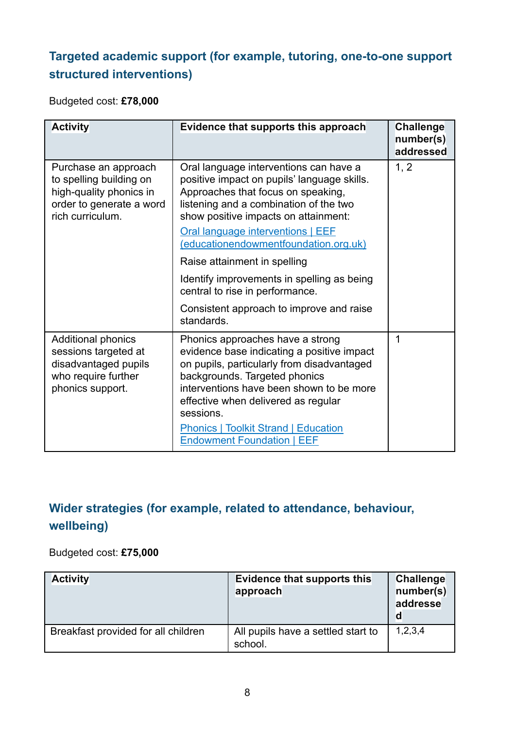### Targeted academic support (for example, tutoring, one-to-one support structured interventions)

Budgeted cost: **£78,000**

| Activity | Evidence that supports this approach | Challenge number(s) addressed |
| --- | --- | --- |
| Purchase an approach to spelling building on high-quality phonics in order to generate a word rich curriculum. | Oral language interventions can have a positive impact on pupils' language skills. Approaches that focus on speaking, listening and a combination of the two show positive impacts on attainment: [Oral language interventions \| EEF (educationendowmentfoundation.org.uk)] <br> Raise attainment in spelling <br> Identify improvements in spelling as being central to rise in performance. <br> Consistent approach to improve and raise standards. | 1, 2 |
| Additional phonics sessions targeted at disadvantaged pupils who require further phonics support. | Phonics approaches have a strong evidence base indicating a positive impact on pupils, particularly from disadvantaged backgrounds. Targeted phonics interventions have been shown to be more effective when delivered as regular sessions. <br> [Phonics \| Toolkit Strand \| Education Endowment Foundation \| EEF] | 1 |

### Wider strategies (for example, related to attendance, behaviour, wellbeing)

Budgeted cost: **£75,000**

| Activity | Evidence that supports this approach | Challenge number(s) addressed |
| --- | --- | --- |
| Breakfast provided for all children | All pupils have a settled start to school. | 1,2,3,4 |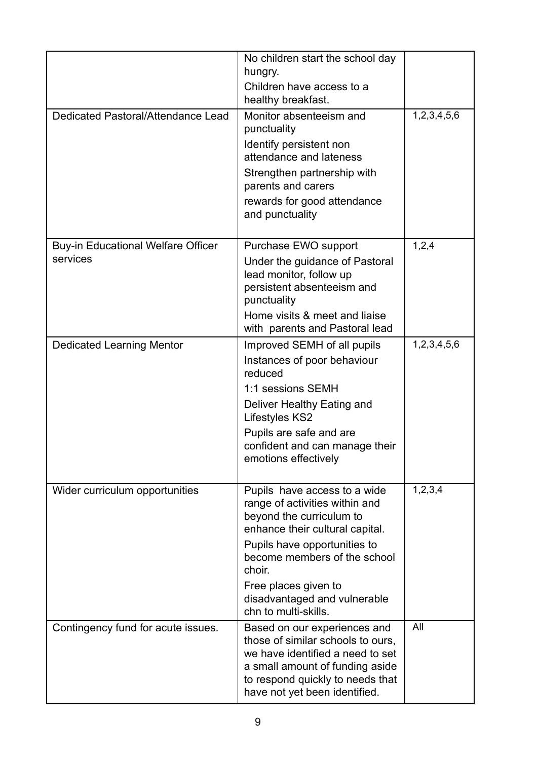| | | |
|---|---|---|
| | No children start the school day hungry.<br>Children have access to a healthy breakfast. | |
| Dedicated Pastoral/Attendance Lead | Monitor absenteeism and punctuality<br>Identify persistent non attendance and lateness<br>Strengthen partnership with parents and carers<br>rewards for good attendance and punctuality | 1,2,3,4,5,6 |
| Buy-in Educational Welfare Officer services | Purchase EWO support<br>Under the guidance of Pastoral lead monitor, follow up persistent absenteeism and punctuality<br>Home visits & meet and liaise with parents and Pastoral lead | 1,2,4 |
| Dedicated Learning Mentor | Improved SEMH of all pupils<br>Instances of poor behaviour reduced<br>1:1 sessions SEMH<br>Deliver Healthy Eating and Lifestyles KS2<br>Pupils are safe and are confident and can manage their emotions effectively | 1,2,3,4,5,6 |
| Wider curriculum opportunities | Pupils have access to a wide range of activities within and beyond the curriculum to enhance their cultural capital.<br>Pupils have opportunities to become members of the school choir.<br>Free places given to disadvantaged and vulnerable chn to multi-skills. | 1,2,3,4 |
| Contingency fund for acute issues. | Based on our experiences and those of similar schools to ours, we have identified a need to set a small amount of funding aside to respond quickly to needs that have not yet been identified. | All |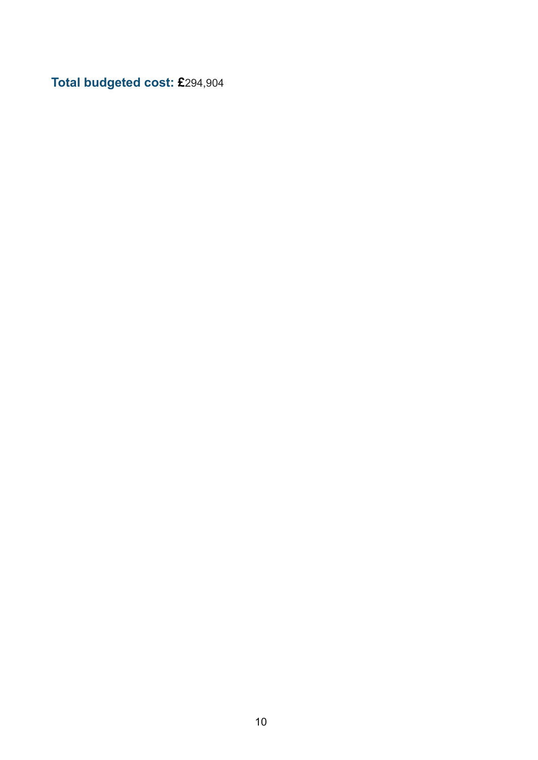**Total budgeted cost: £**294,904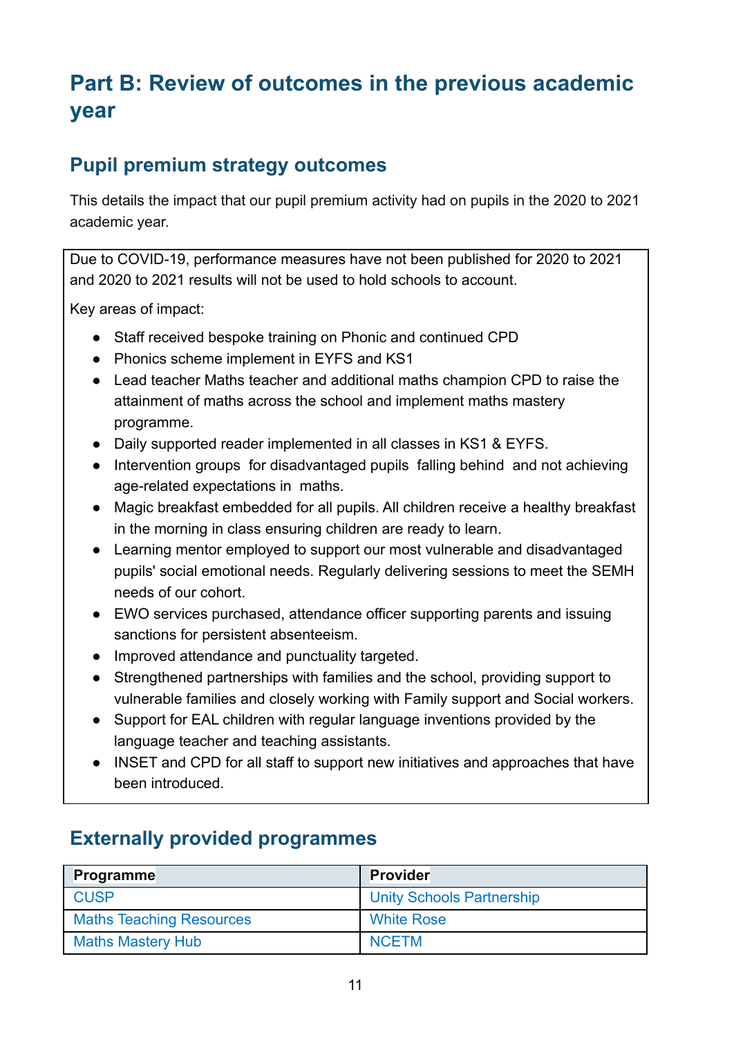# Part B: Review of outcomes in the previous academic year

## Pupil premium strategy outcomes

This details the impact that our pupil premium activity had on pupils in the 2020 to 2021 academic year.

Due to COVID-19, performance measures have not been published for 2020 to 2021 and 2020 to 2021 results will not be used to hold schools to account.

Key areas of impact:

- Staff received bespoke training on Phonic and continued CPD
- Phonics scheme implement in EYFS and KS1
- Lead teacher Maths teacher and additional maths champion CPD to raise the attainment of maths across the school and implement maths mastery programme.
- Daily supported reader implemented in all classes in KS1 & EYFS.
- Intervention groups for disadvantaged pupils falling behind and not achieving age-related expectations in maths.
- Magic breakfast embedded for all pupils. All children receive a healthy breakfast in the morning in class ensuring children are ready to learn.
- Learning mentor employed to support our most vulnerable and disadvantaged pupils' social emotional needs. Regularly delivering sessions to meet the SEMH needs of our cohort.
- EWO services purchased, attendance officer supporting parents and issuing sanctions for persistent absenteeism.
- Improved attendance and punctuality targeted.
- Strengthened partnerships with families and the school, providing support to vulnerable families and closely working with Family support and Social workers.
- Support for EAL children with regular language inventions provided by the language teacher and teaching assistants.
- INSET and CPD for all staff to support new initiatives and approaches that have been introduced.

## Externally provided programmes

| Programme | Provider |
|---|---|
| CUSP | Unity Schools Partnership |
| Maths Teaching Resources | White Rose |
| Maths Mastery Hub | NCETM |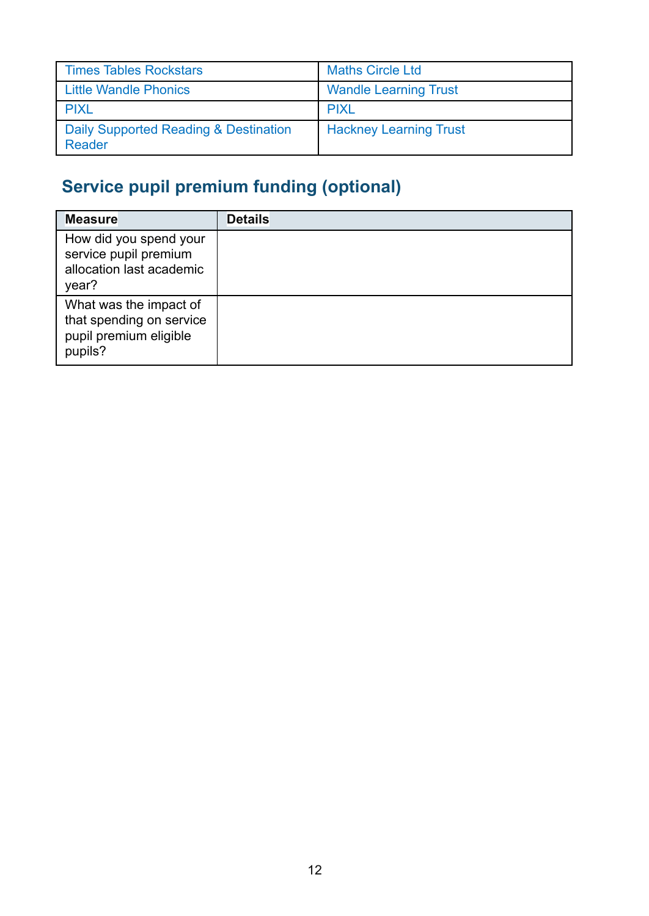| | |
|---|---|
| Times Tables Rockstars | Maths Circle Ltd |
| Little Wandle Phonics | Wandle Learning Trust |
| PIXL | PIXL |
| Daily Supported Reading & Destination Reader | Hackney Learning Trust |

## Service pupil premium funding (optional)

| Measure | Details |
|---|---|
| How did you spend your service pupil premium allocation last academic year? | |
| What was the impact of that spending on service pupil premium eligible pupils? | |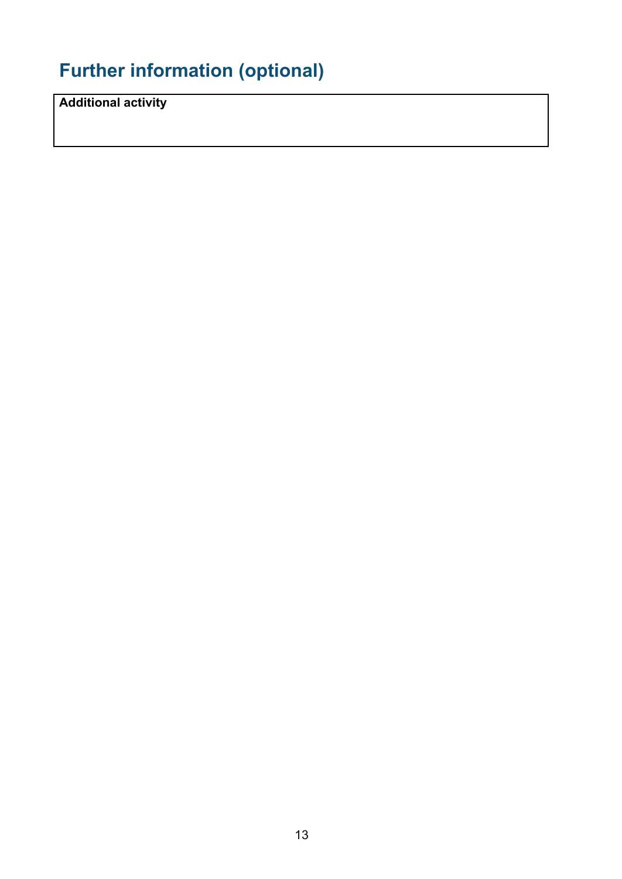## Further information (optional)

| Additional activity |
| --- |
| |